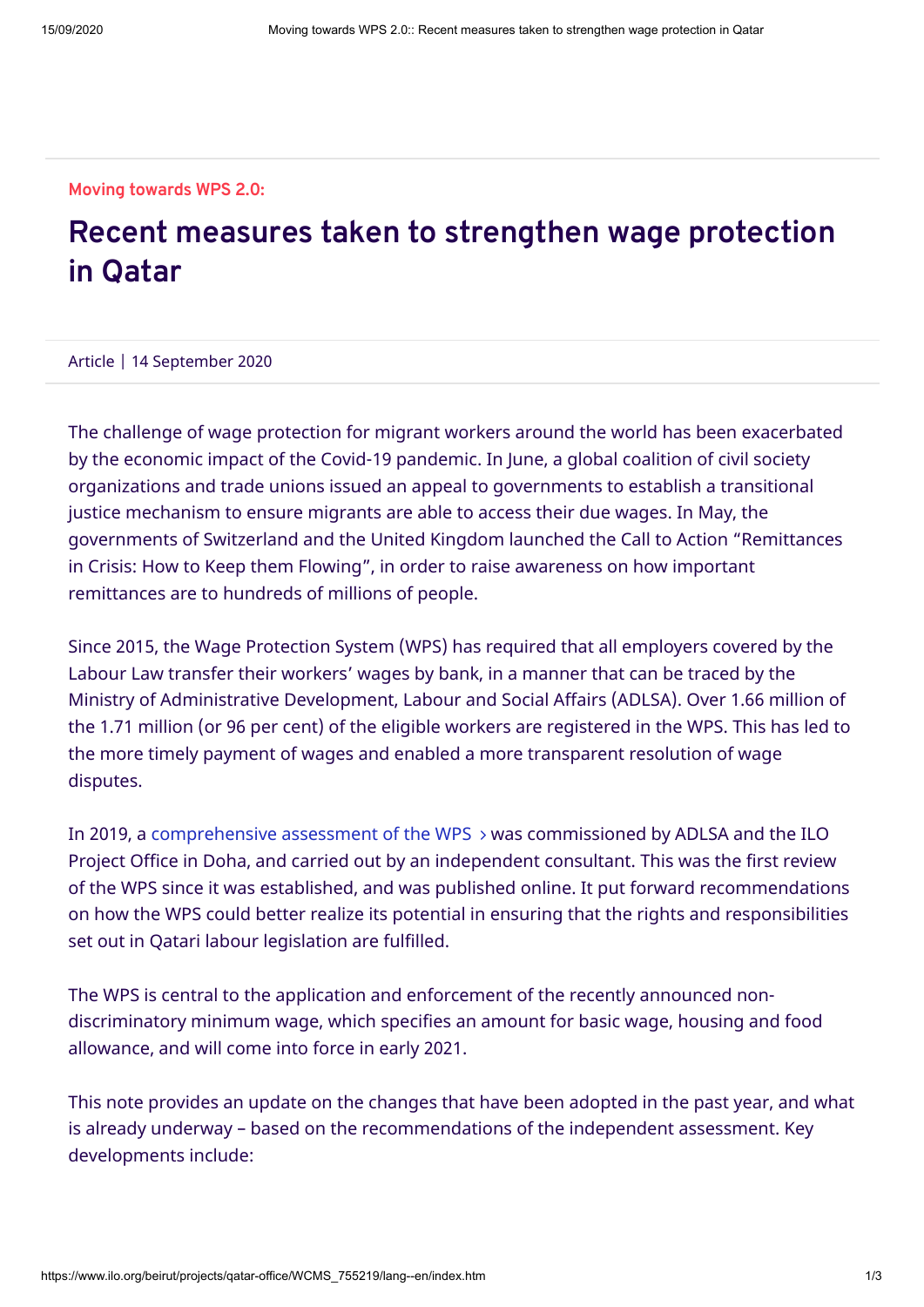**Moving towards WPS 2.0:**

# Recent measures taken to strengthen wage protection in Qatar

Article | 14 September 2020

The challenge of wage protection for migrant workers around the world has been exacerbated by the economic impact of the Covid-19 pandemic. In June, a global coalition of civil society organizations and trade unions issued an appeal to governments to establish a transitional justice mechanism to ensure migrants are able to access their due wages. In May, the governments of Switzerland and the United Kingdom launched the Call to Action "Remittances in Crisis: How to Keep them Flowing", in order to raise awareness on how important remittances are to hundreds of millions of people.

Since 2015, the Wage Protection System (WPS) has required that all employers covered by the Labour Law transfer their workers' wages by bank, in a manner that can be traced by the Ministry of Administrative Development, Labour and Social Affairs (ADLSA). Over 1.66 million of the 1.71 million (or 96 per cent) of the eligible workers are registered in the WPS. This has led to the more timely payment of wages and enabled a more transparent resolution of wage disputes.

In 2019, a comprehensive assessment of the WPS › was commissioned by ADLSA and the ILO Project Office in Doha, and carried out by an independent consultant. This was the first review of the WPS since it was established, and was published online. It put forward recommendations on how the WPS could better realize its potential in ensuring that the rights and responsibilities set out in Qatari labour legislation are fulfilled.

The WPS is central to the application and enforcement of the recently announced non-discriminatory minimum wage, which specifies an amount for basic wage, housing and food allowance, and will come into force in early 2021.

This note provides an update on the changes that have been adopted in the past year, and what is already underway – based on the recommendations of the independent assessment. Key developments include: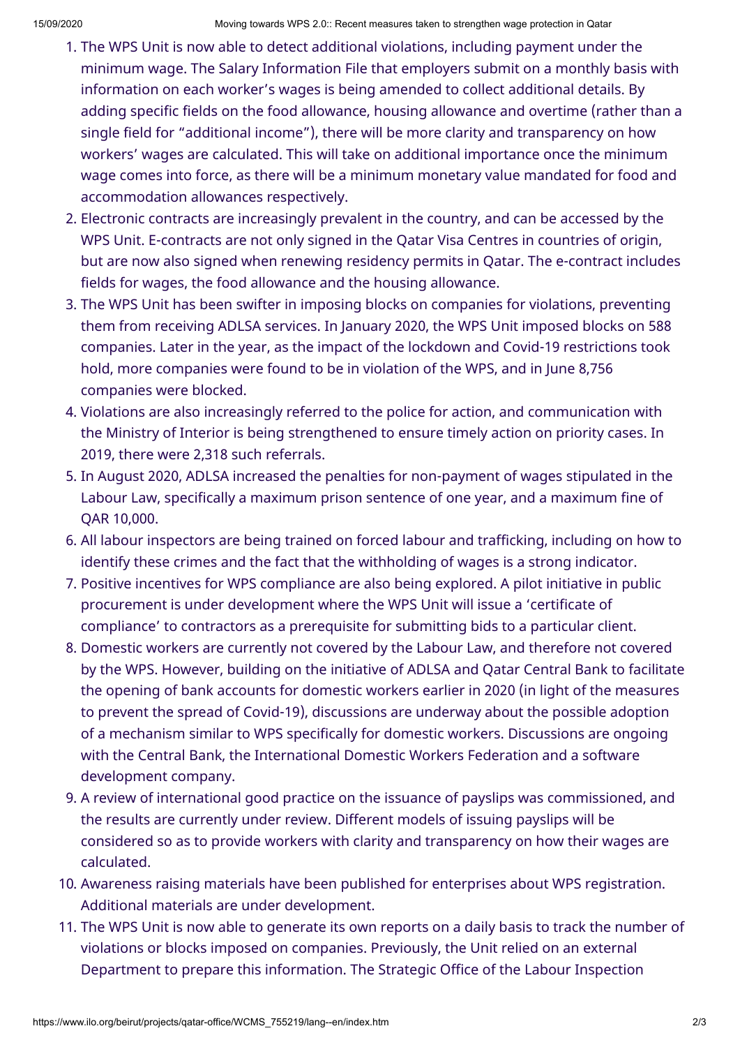1. The WPS Unit is now able to detect additional violations, including payment under the minimum wage. The Salary Information File that employers submit on a monthly basis with information on each worker's wages is being amended to collect additional details. By adding specific fields on the food allowance, housing allowance and overtime (rather than a single field for "additional income"), there will be more clarity and transparency on how workers' wages are calculated. This will take on additional importance once the minimum wage comes into force, as there will be a minimum monetary value mandated for food and accommodation allowances respectively.
2. Electronic contracts are increasingly prevalent in the country, and can be accessed by the WPS Unit. E-contracts are not only signed in the Qatar Visa Centres in countries of origin, but are now also signed when renewing residency permits in Qatar. The e-contract includes fields for wages, the food allowance and the housing allowance.
3. The WPS Unit has been swifter in imposing blocks on companies for violations, preventing them from receiving ADLSA services. In January 2020, the WPS Unit imposed blocks on 588 companies. Later in the year, as the impact of the lockdown and Covid-19 restrictions took hold, more companies were found to be in violation of the WPS, and in June 8,756 companies were blocked.
4. Violations are also increasingly referred to the police for action, and communication with the Ministry of Interior is being strengthened to ensure timely action on priority cases. In 2019, there were 2,318 such referrals.
5. In August 2020, ADLSA increased the penalties for non-payment of wages stipulated in the Labour Law, specifically a maximum prison sentence of one year, and a maximum fine of QAR 10,000.
6. All labour inspectors are being trained on forced labour and trafficking, including on how to identify these crimes and the fact that the withholding of wages is a strong indicator.
7. Positive incentives for WPS compliance are also being explored. A pilot initiative in public procurement is under development where the WPS Unit will issue a 'certificate of compliance' to contractors as a prerequisite for submitting bids to a particular client.
8. Domestic workers are currently not covered by the Labour Law, and therefore not covered by the WPS. However, building on the initiative of ADLSA and Qatar Central Bank to facilitate the opening of bank accounts for domestic workers earlier in 2020 (in light of the measures to prevent the spread of Covid-19), discussions are underway about the possible adoption of a mechanism similar to WPS specifically for domestic workers. Discussions are ongoing with the Central Bank, the International Domestic Workers Federation and a software development company.
9. A review of international good practice on the issuance of payslips was commissioned, and the results are currently under review. Different models of issuing payslips will be considered so as to provide workers with clarity and transparency on how their wages are calculated.
10. Awareness raising materials have been published for enterprises about WPS registration. Additional materials are under development.
11. The WPS Unit is now able to generate its own reports on a daily basis to track the number of violations or blocks imposed on companies. Previously, the Unit relied on an external Department to prepare this information. The Strategic Office of the Labour Inspection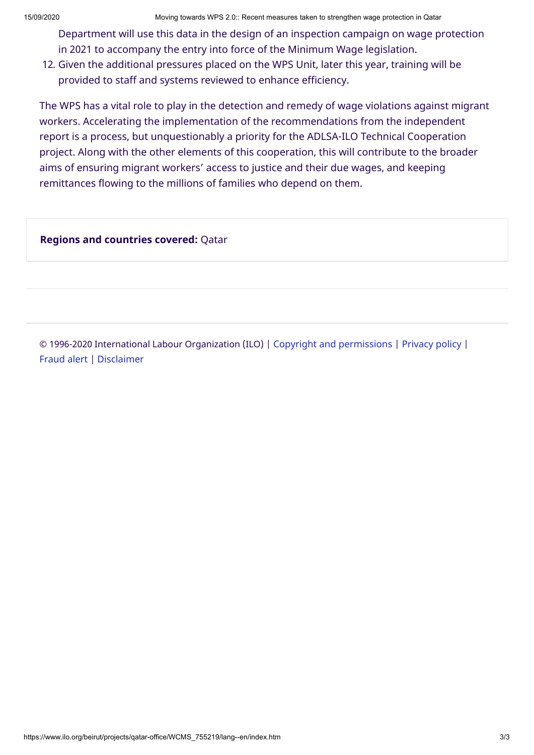Department will use this data in the design of an inspection campaign on wage protection in 2021 to accompany the entry into force of the Minimum Wage legislation.

12. Given the additional pressures placed on the WPS Unit, later this year, training will be provided to staff and systems reviewed to enhance efficiency.

The WPS has a vital role to play in the detection and remedy of wage violations against migrant workers. Accelerating the implementation of the recommendations from the independent report is a process, but unquestionably a priority for the ADLSA-ILO Technical Cooperation project. Along with the other elements of this cooperation, this will contribute to the broader aims of ensuring migrant workers' access to justice and their due wages, and keeping remittances flowing to the millions of families who depend on them.

**Regions and countries covered:** Qatar

© 1996-2020 International Labour Organization (ILO) | Copyright and permissions | Privacy policy | Fraud alert | Disclaimer